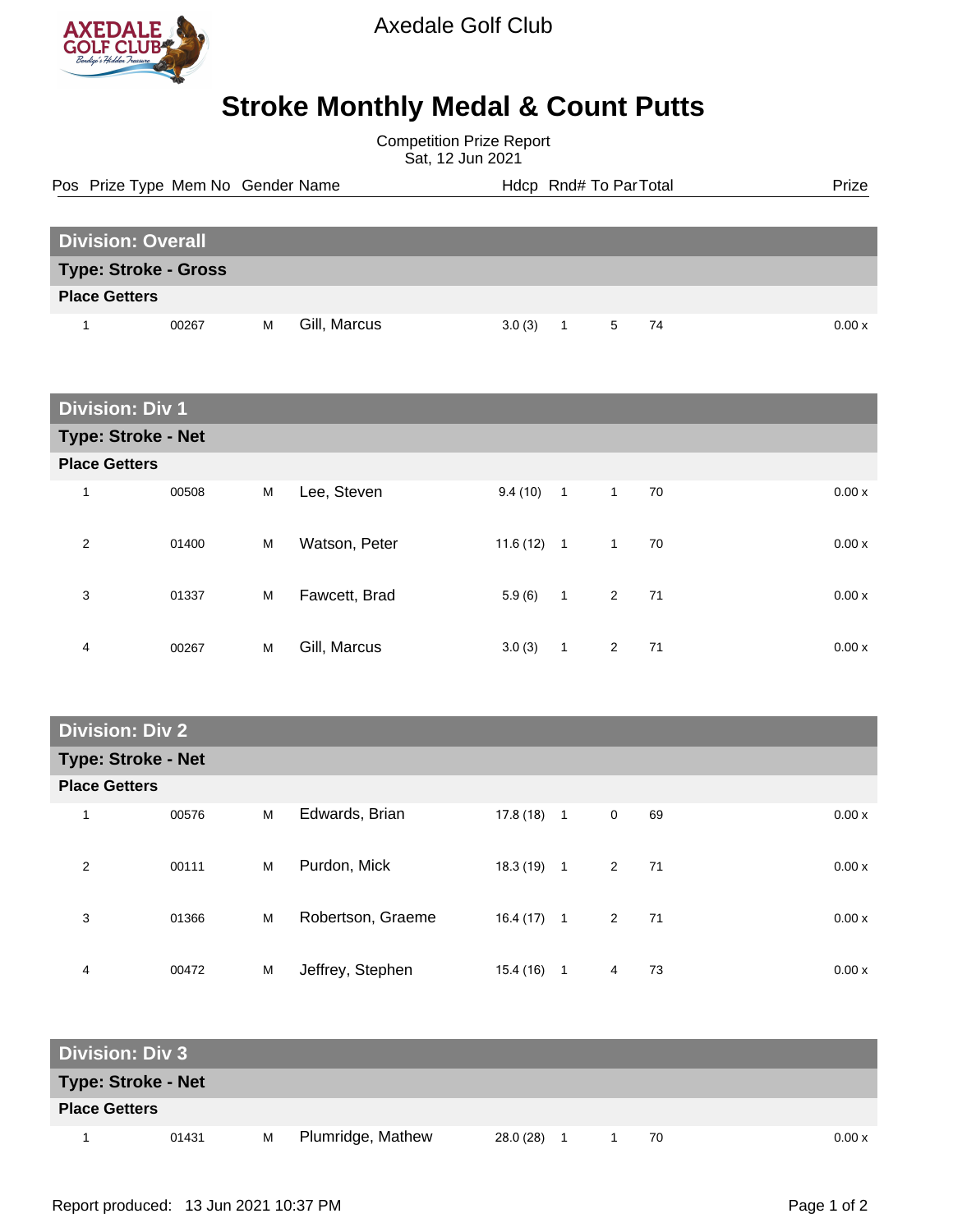Axedale Golf Club

# Stroke Monthly Medal & Count Putts

Competition Prize Report
Sat, 12 Jun 2021

## Division: Overall

### Type: Stroke - Gross

**Place Getters**

| Pos | Prize Type | Mem No | Gender | Name | Hdcp | Rnd# | To Par | Total | Prize |
|---|---|---|---|---|---|---|---|---|---|
| 1 | | 00267 | M | Gill, Marcus | 3.0 (3) | 1 | 5 | 74 | 0.00 x |

## Division: Div 1

### Type: Stroke - Net

**Place Getters**

| Pos | Prize Type | Mem No | Gender | Name | Hdcp | Rnd# | To Par | Total | Prize |
|---|---|---|---|---|---|---|---|---|---|
| 1 | | 00508 | M | Lee, Steven | 9.4 (10) | 1 | 1 | 70 | 0.00 x |
| 2 | | 01400 | M | Watson, Peter | 11.6 (12) | 1 | 1 | 70 | 0.00 x |
| 3 | | 01337 | M | Fawcett, Brad | 5.9 (6) | 1 | 2 | 71 | 0.00 x |
| 4 | | 00267 | M | Gill, Marcus | 3.0 (3) | 1 | 2 | 71 | 0.00 x |

## Division: Div 2

### Type: Stroke - Net

**Place Getters**

| Pos | Prize Type | Mem No | Gender | Name | Hdcp | Rnd# | To Par | Total | Prize |
|---|---|---|---|---|---|---|---|---|---|
| 1 | | 00576 | M | Edwards, Brian | 17.8 (18) | 1 | 0 | 69 | 0.00 x |
| 2 | | 00111 | M | Purdon, Mick | 18.3 (19) | 1 | 2 | 71 | 0.00 x |
| 3 | | 01366 | M | Robertson, Graeme | 16.4 (17) | 1 | 2 | 71 | 0.00 x |
| 4 | | 00472 | M | Jeffrey, Stephen | 15.4 (16) | 1 | 4 | 73 | 0.00 x |

## Division: Div 3

### Type: Stroke - Net

**Place Getters**

| Pos | Prize Type | Mem No | Gender | Name | Hdcp | Rnd# | To Par | Total | Prize |
|---|---|---|---|---|---|---|---|---|---|
| 1 | | 01431 | M | Plumridge, Mathew | 28.0 (28) | 1 | 1 | 70 | 0.00 x |

Report produced: 13 Jun 2021 10:37 PM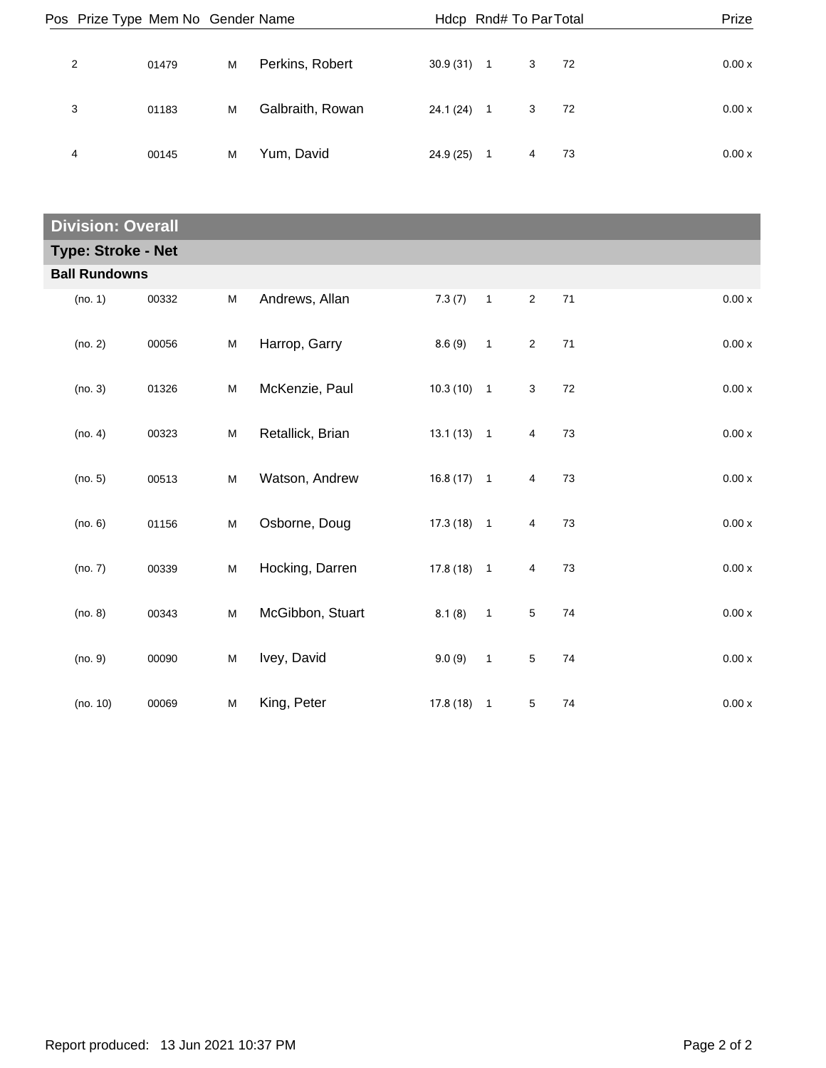| Pos | Prize Type | Mem No | Gender | Name | Hdcp | Rnd# | To Par | Total | Prize |
|---|---|---|---|---|---|---|---|---|---|
| 2 | | 01479 | M | Perkins, Robert | 30.9 (31) | 1 | 3 | 72 | 0.00 x |
| 3 | | 01183 | M | Galbraith, Rowan | 24.1 (24) | 1 | 3 | 72 | 0.00 x |
| 4 | | 00145 | M | Yum, David | 24.9 (25) | 1 | 4 | 73 | 0.00 x |

## Division: Overall

### Type: Stroke - Net

#### Ball Rundowns

| Pos | Prize Type | Mem No | Gender | Name | Hdcp | Rnd# | To Par | Total | Prize |
|---|---|---|---|---|---|---|---|---|---|
| (no. 1) | | 00332 | M | Andrews, Allan | 7.3 (7) | 1 | 2 | 71 | 0.00 x |
| (no. 2) | | 00056 | M | Harrop, Garry | 8.6 (9) | 1 | 2 | 71 | 0.00 x |
| (no. 3) | | 01326 | M | McKenzie, Paul | 10.3 (10) | 1 | 3 | 72 | 0.00 x |
| (no. 4) | | 00323 | M | Retallick, Brian | 13.1 (13) | 1 | 4 | 73 | 0.00 x |
| (no. 5) | | 00513 | M | Watson, Andrew | 16.8 (17) | 1 | 4 | 73 | 0.00 x |
| (no. 6) | | 01156 | M | Osborne, Doug | 17.3 (18) | 1 | 4 | 73 | 0.00 x |
| (no. 7) | | 00339 | M | Hocking, Darren | 17.8 (18) | 1 | 4 | 73 | 0.00 x |
| (no. 8) | | 00343 | M | McGibbon, Stuart | 8.1 (8) | 1 | 5 | 74 | 0.00 x |
| (no. 9) | | 00090 | M | Ivey, David | 9.0 (9) | 1 | 5 | 74 | 0.00 x |
| (no. 10) | | 00069 | M | King, Peter | 17.8 (18) | 1 | 5 | 74 | 0.00 x |

Report produced: 13 Jun 2021 10:37 PM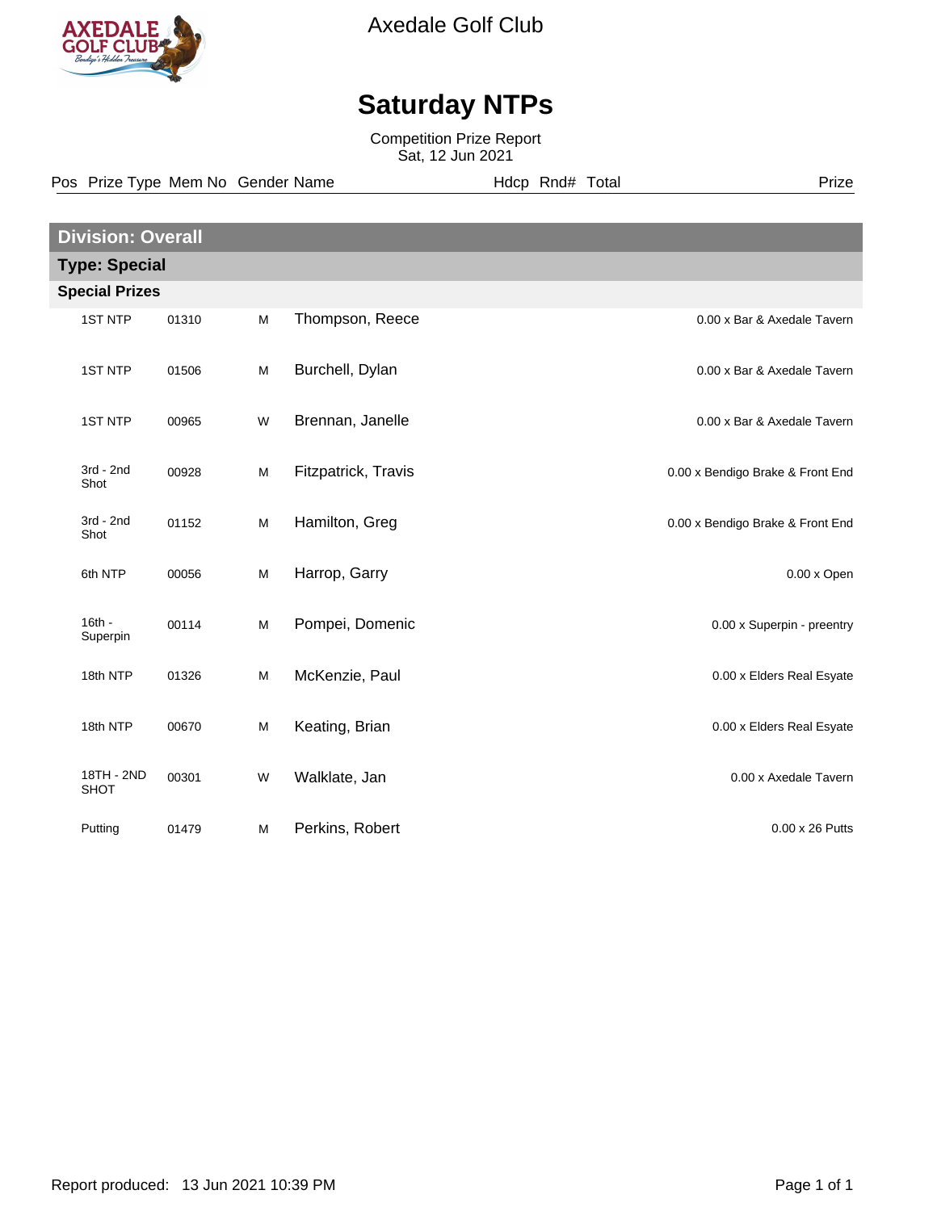Axedale Golf Club

# Saturday NTPs

Competition Prize Report
Sat, 12 Jun 2021

## Division: Overall

### Type: Special

#### Special Prizes

| Pos | Prize Type | Mem No | Gender | Name | Hdcp | Rnd# | Total | Prize |
|---|---|---|---|---|---|---|---|---|
| | 1ST NTP | 01310 | M | Thompson, Reece | | | | 0.00 x Bar & Axedale Tavern |
| | 1ST NTP | 01506 | M | Burchell, Dylan | | | | 0.00 x Bar & Axedale Tavern |
| | 1ST NTP | 00965 | W | Brennan, Janelle | | | | 0.00 x Bar & Axedale Tavern |
| | 3rd - 2nd Shot | 00928 | M | Fitzpatrick, Travis | | | | 0.00 x Bendigo Brake & Front End |
| | 3rd - 2nd Shot | 01152 | M | Hamilton, Greg | | | | 0.00 x Bendigo Brake & Front End |
| | 6th NTP | 00056 | M | Harrop, Garry | | | | 0.00 x Open |
| | 16th - Superpin | 00114 | M | Pompei, Domenic | | | | 0.00 x Superpin - preentry |
| | 18th NTP | 01326 | M | McKenzie, Paul | | | | 0.00 x Elders Real Esyate |
| | 18th NTP | 00670 | M | Keating, Brian | | | | 0.00 x Elders Real Esyate |
| | 18TH - 2ND SHOT | 00301 | W | Walklate, Jan | | | | 0.00 x Axedale Tavern |
| | Putting | 01479 | M | Perkins, Robert | | | | 0.00 x 26 Putts |

Report produced: 13 Jun 2021 10:39 PM